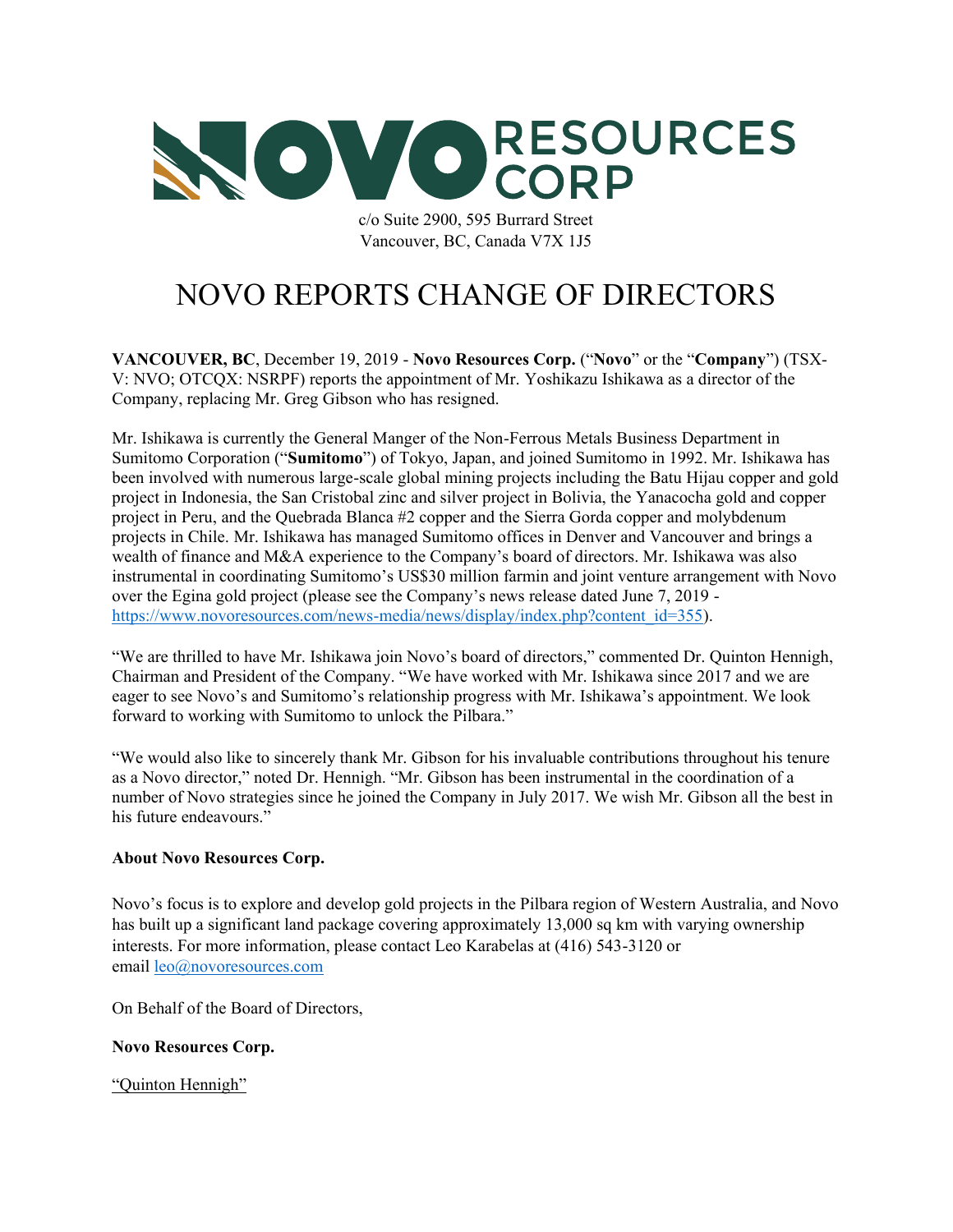NOVO RESOURCES CORP

c/o Suite 2900, 595 Burrard Street
Vancouver, BC, Canada V7X 1J5

# NOVO REPORTS CHANGE OF DIRECTORS

**VANCOUVER, BC**, December 19, 2019 - **Novo Resources Corp.** ("**Novo**" or the "**Company**") (TSX-V: NVO; OTCQX: NSRPF) reports the appointment of Mr. Yoshikazu Ishikawa as a director of the Company, replacing Mr. Greg Gibson who has resigned.

Mr. Ishikawa is currently the General Manger of the Non-Ferrous Metals Business Department in Sumitomo Corporation ("**Sumitomo**") of Tokyo, Japan, and joined Sumitomo in 1992. Mr. Ishikawa has been involved with numerous large-scale global mining projects including the Batu Hijau copper and gold project in Indonesia, the San Cristobal zinc and silver project in Bolivia, the Yanacocha gold and copper project in Peru, and the Quebrada Blanca #2 copper and the Sierra Gorda copper and molybdenum projects in Chile. Mr. Ishikawa has managed Sumitomo offices in Denver and Vancouver and brings a wealth of finance and M&A experience to the Company's board of directors. Mr. Ishikawa was also instrumental in coordinating Sumitomo's US$30 million farmin and joint venture arrangement with Novo over the Egina gold project (please see the Company's news release dated June 7, 2019 - https://www.novoresources.com/news-media/news/display/index.php?content_id=355).

"We are thrilled to have Mr. Ishikawa join Novo's board of directors," commented Dr. Quinton Hennigh, Chairman and President of the Company. "We have worked with Mr. Ishikawa since 2017 and we are eager to see Novo's and Sumitomo's relationship progress with Mr. Ishikawa's appointment. We look forward to working with Sumitomo to unlock the Pilbara."

"We would also like to sincerely thank Mr. Gibson for his invaluable contributions throughout his tenure as a Novo director," noted Dr. Hennigh. "Mr. Gibson has been instrumental in the coordination of a number of Novo strategies since he joined the Company in July 2017. We wish Mr. Gibson all the best in his future endeavours."

**About Novo Resources Corp.**

Novo's focus is to explore and develop gold projects in the Pilbara region of Western Australia, and Novo has built up a significant land package covering approximately 13,000 sq km with varying ownership interests. For more information, please contact Leo Karabelas at (416) 543-3120 or email leo@novoresources.com

On Behalf of the Board of Directors,

**Novo Resources Corp.**

"Quinton Hennigh"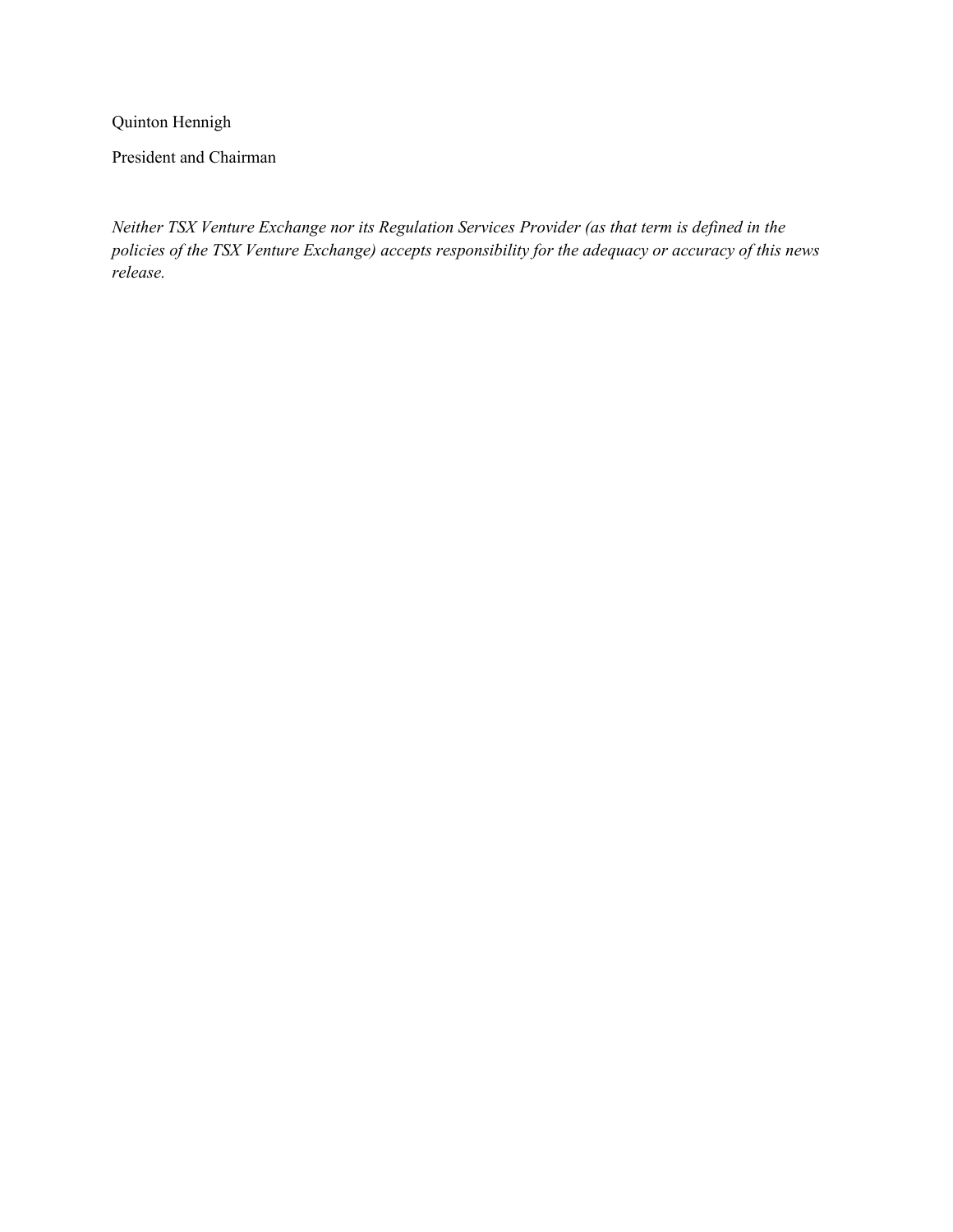Quinton Hennigh

President and Chairman

*Neither TSX Venture Exchange nor its Regulation Services Provider (as that term is defined in the policies of the TSX Venture Exchange) accepts responsibility for the adequacy or accuracy of this news release.*